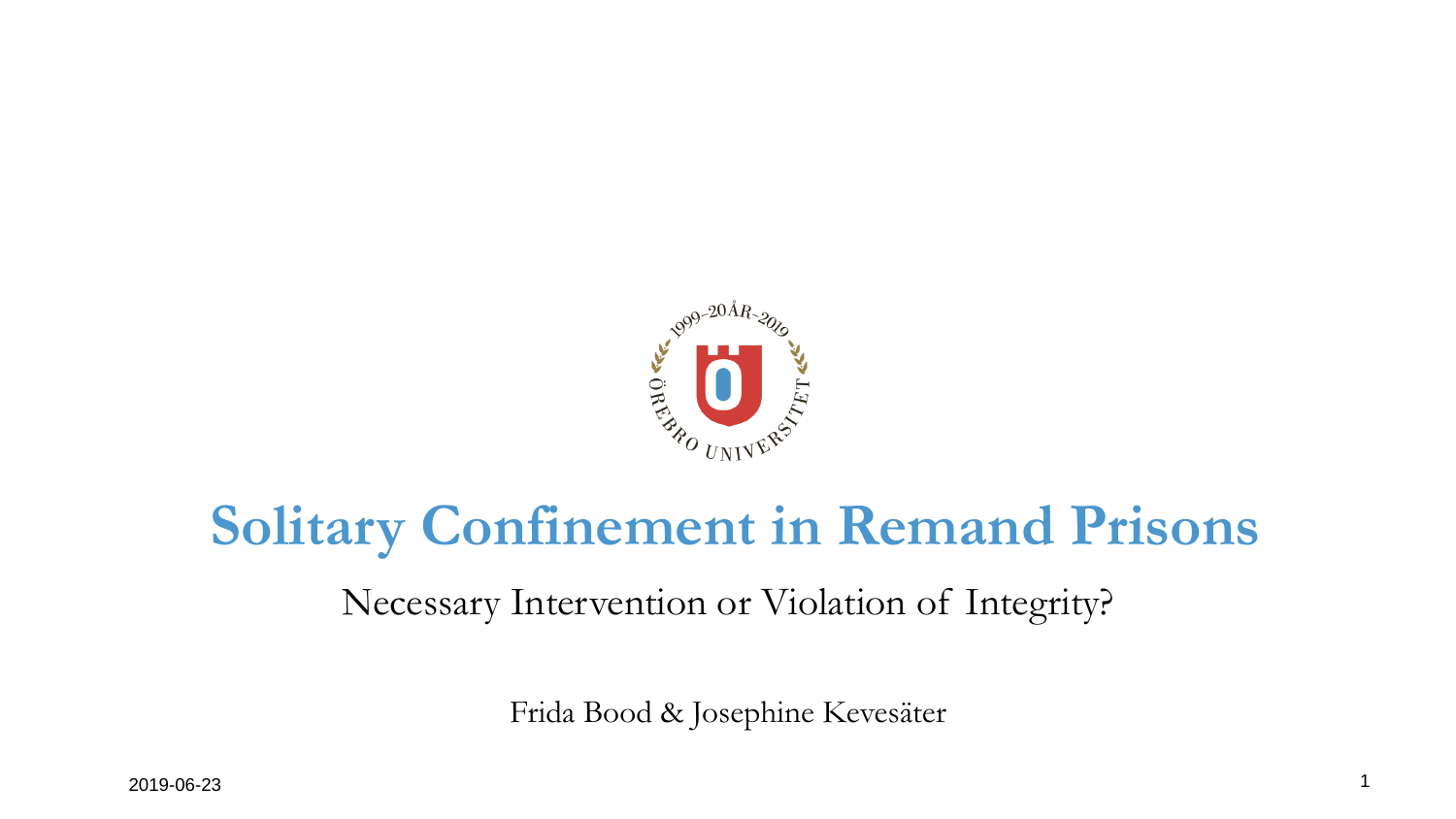# Solitary Confinement in Remand Prisons

Necessary Intervention or Violation of Integrity?

Frida Bood & Josephine Kevesäter

2019-06-23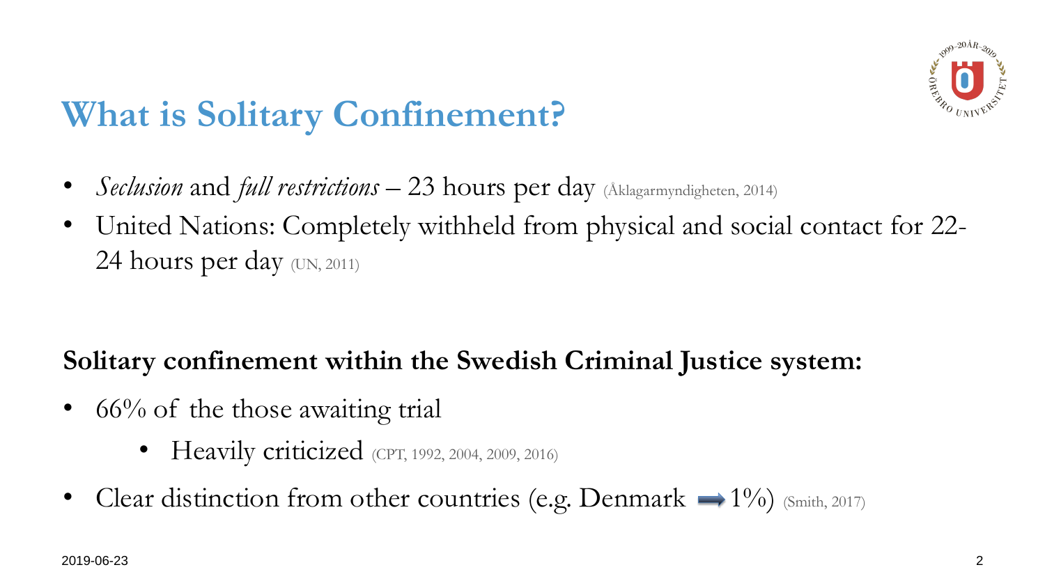# What is Solitary Confinement?

- *Seclusion* and *full restrictions* – 23 hours per day (Åklagarmyndigheten, 2014)
- United Nations: Completely withheld from physical and social contact for 22-24 hours per day (UN, 2011)

**Solitary confinement within the Swedish Criminal Justice system:**

- 66% of the those awaiting trial
  - Heavily criticized (CPT, 1992, 2004, 2009, 2016)
- Clear distinction from other countries (e.g. Denmark → 1%) (Smith, 2017)

2019-06-23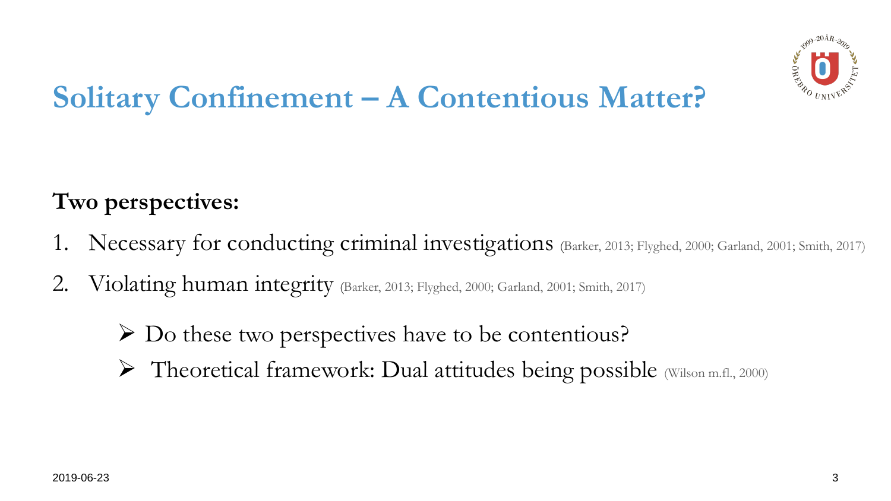# Solitary Confinement – A Contentious Matter?

**Two perspectives:**

1. Necessary for conducting criminal investigations (Barker, 2013; Flyghed, 2000; Garland, 2001; Smith, 2017)
2. Violating human integrity (Barker, 2013; Flyghed, 2000; Garland, 2001; Smith, 2017)

- Do these two perspectives have to be contentious?
- Theoretical framework: Dual attitudes being possible (Wilson m.fl., 2000)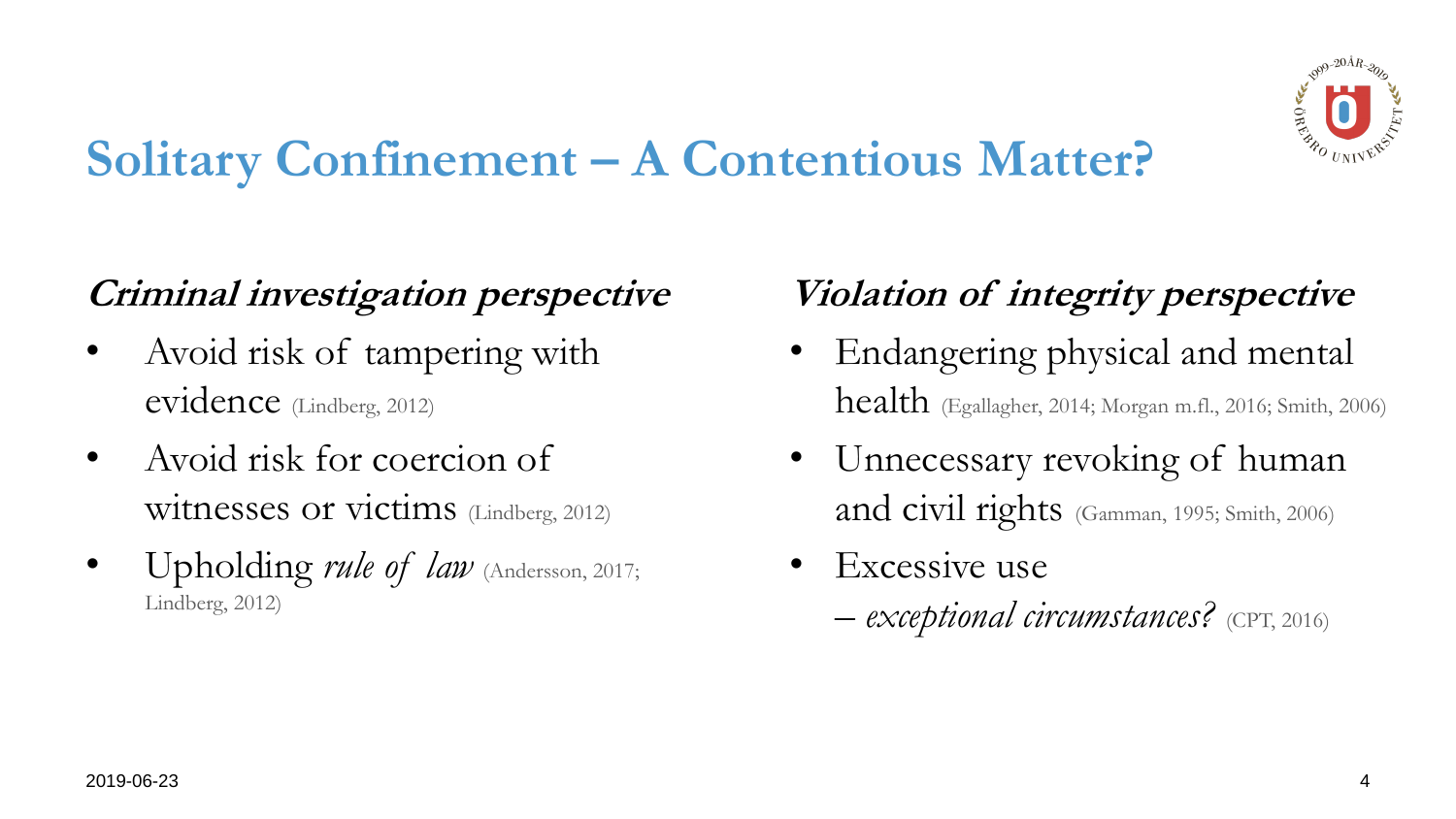# Solitary Confinement – A Contentious Matter?

### *Criminal investigation perspective*

- Avoid risk of tampering with evidence (Lindberg, 2012)
- Avoid risk for coercion of witnesses or victims (Lindberg, 2012)
- Upholding *rule of law* (Andersson, 2017; Lindberg, 2012)

### *Violation of integrity perspective*

- Endangering physical and mental health (Egallagher, 2014; Morgan m.fl., 2016; Smith, 2006)
- Unnecessary revoking of human and civil rights (Gamman, 1995; Smith, 2006)
- Excessive use
  – *exceptional circumstances?* (CPT, 2016)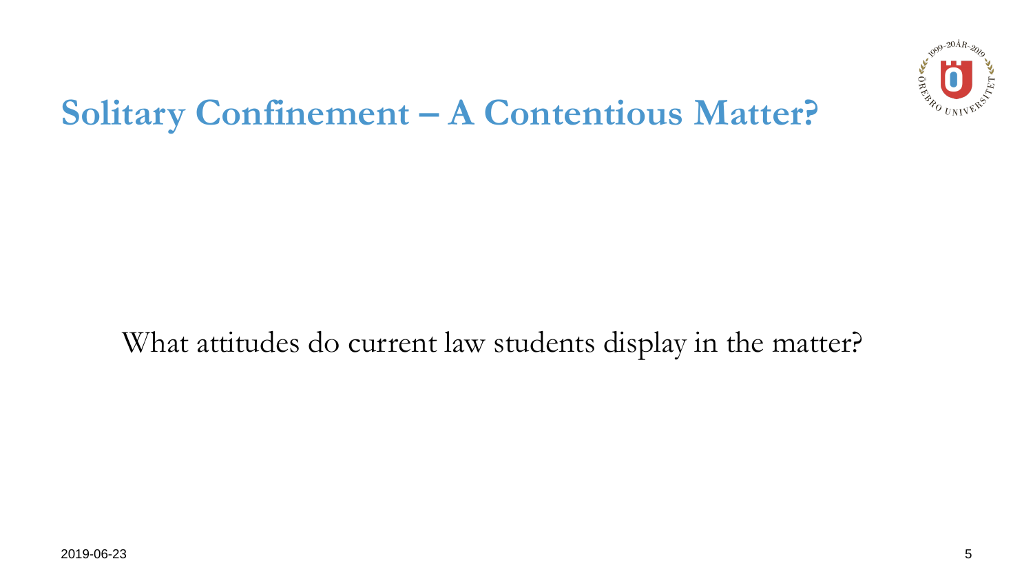# Solitary Confinement – A Contentious Matter?

What attitudes do current law students display in the matter?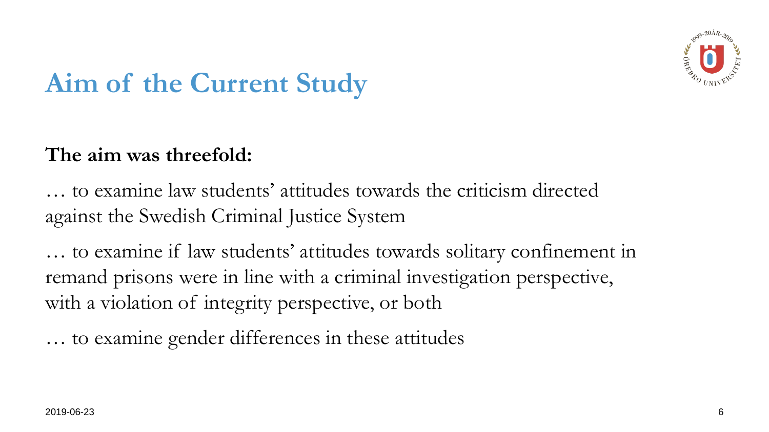# Aim of the Current Study

**The aim was threefold:**

… to examine law students' attitudes towards the criticism directed against the Swedish Criminal Justice System

… to examine if law students' attitudes towards solitary confinement in remand prisons were in line with a criminal investigation perspective, with a violation of integrity perspective, or both

… to examine gender differences in these attitudes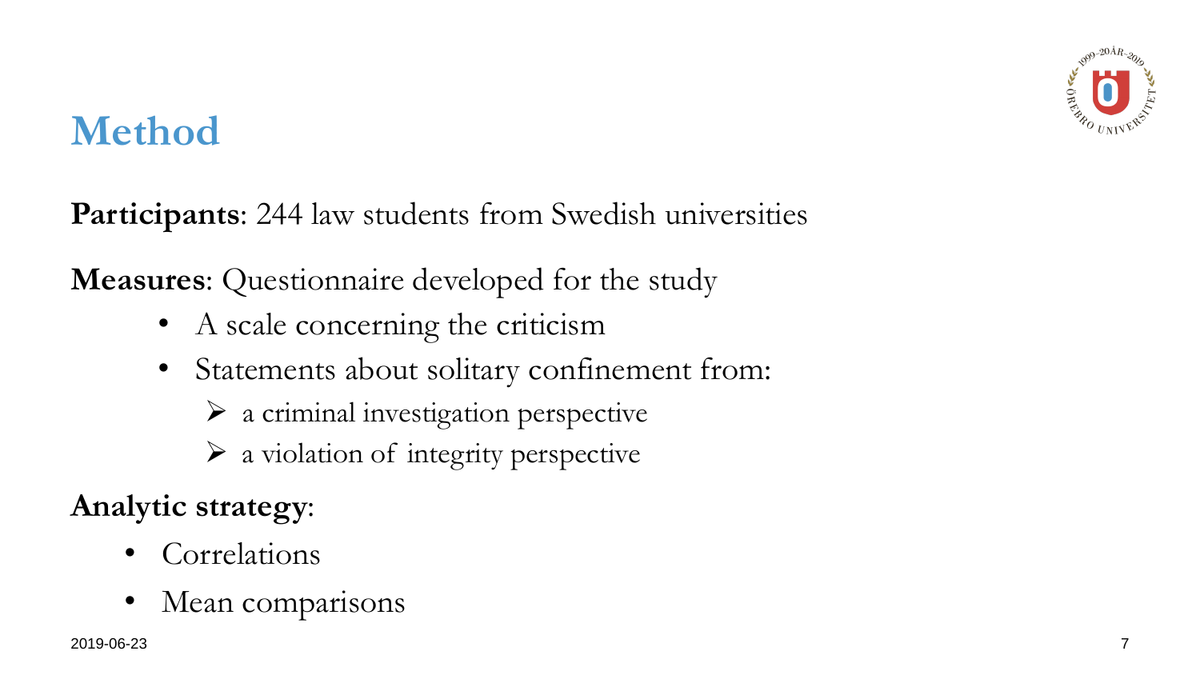# Method

**Participants**: 244 law students from Swedish universities

**Measures**: Questionnaire developed for the study

- A scale concerning the criticism
- Statements about solitary confinement from:
  - a criminal investigation perspective
  - a violation of integrity perspective

**Analytic strategy**:

- Correlations
- Mean comparisons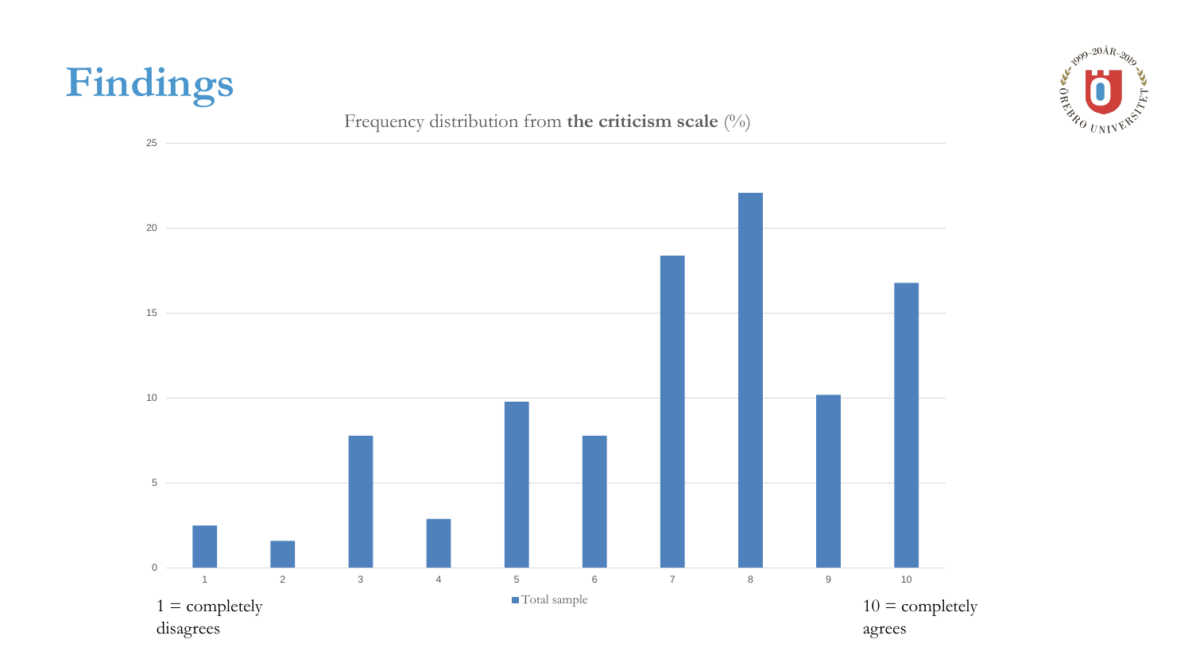# Findings

Frequency distribution from **the criticism scale** (%)

1 = completely disagrees

10 = completely agrees

Total sample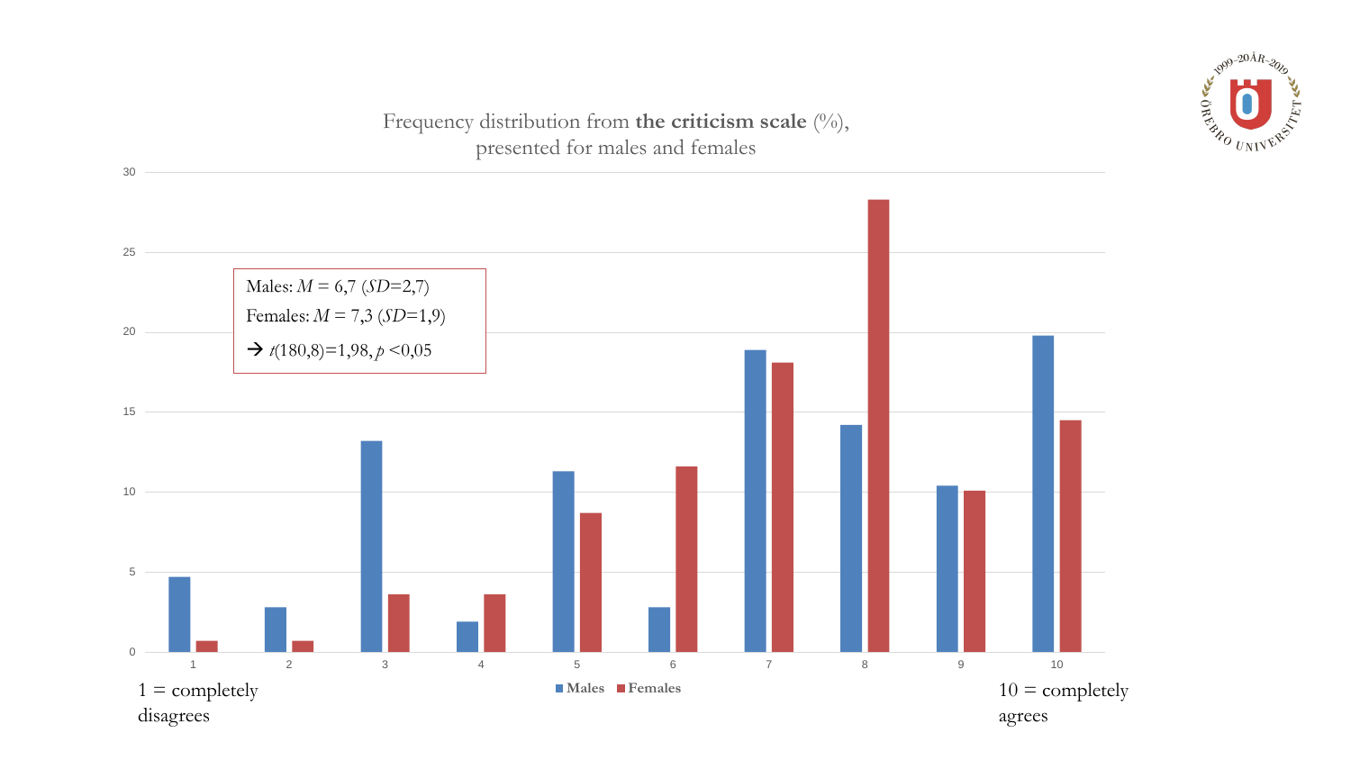Frequency distribution from **the criticism scale** (%), presented for males and females

Males: $M$ = 6,7 ($SD$=2,7)

Females: $M$ = 7,3 ($SD$=1,9)

→ $t$(180,8)=1,98, $p$ <0,05

1 = completely disagrees

10 = completely agrees

Males Females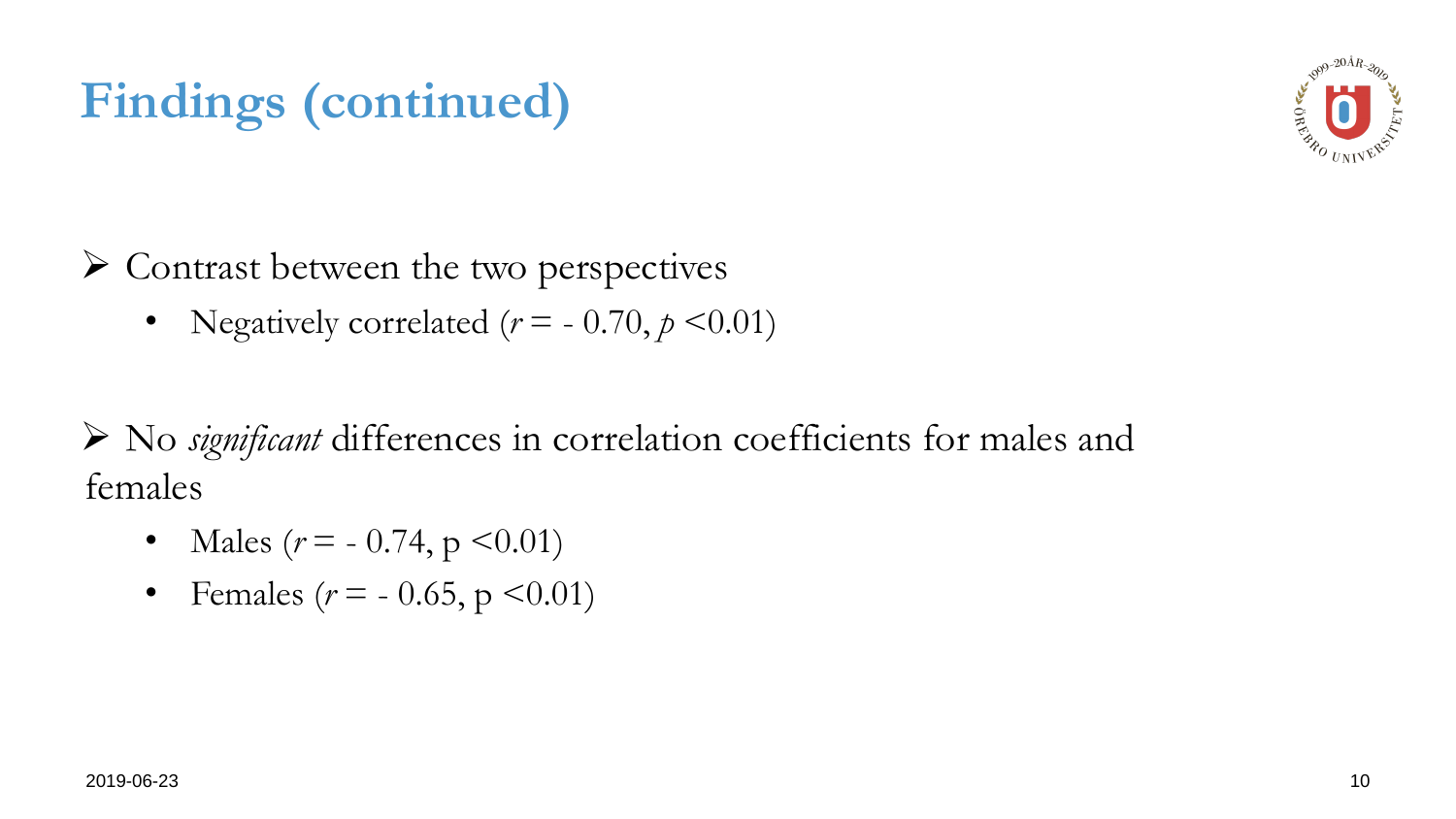# Findings (continued)

- Contrast between the two perspectives
  - Negatively correlated ($r = -0.70$, $p < 0.01$)

- No *significant* differences in correlation coefficients for males and females
  - Males ($r = -0.74$, $p < 0.01$)
  - Females ($r = -0.65$, $p < 0.01$)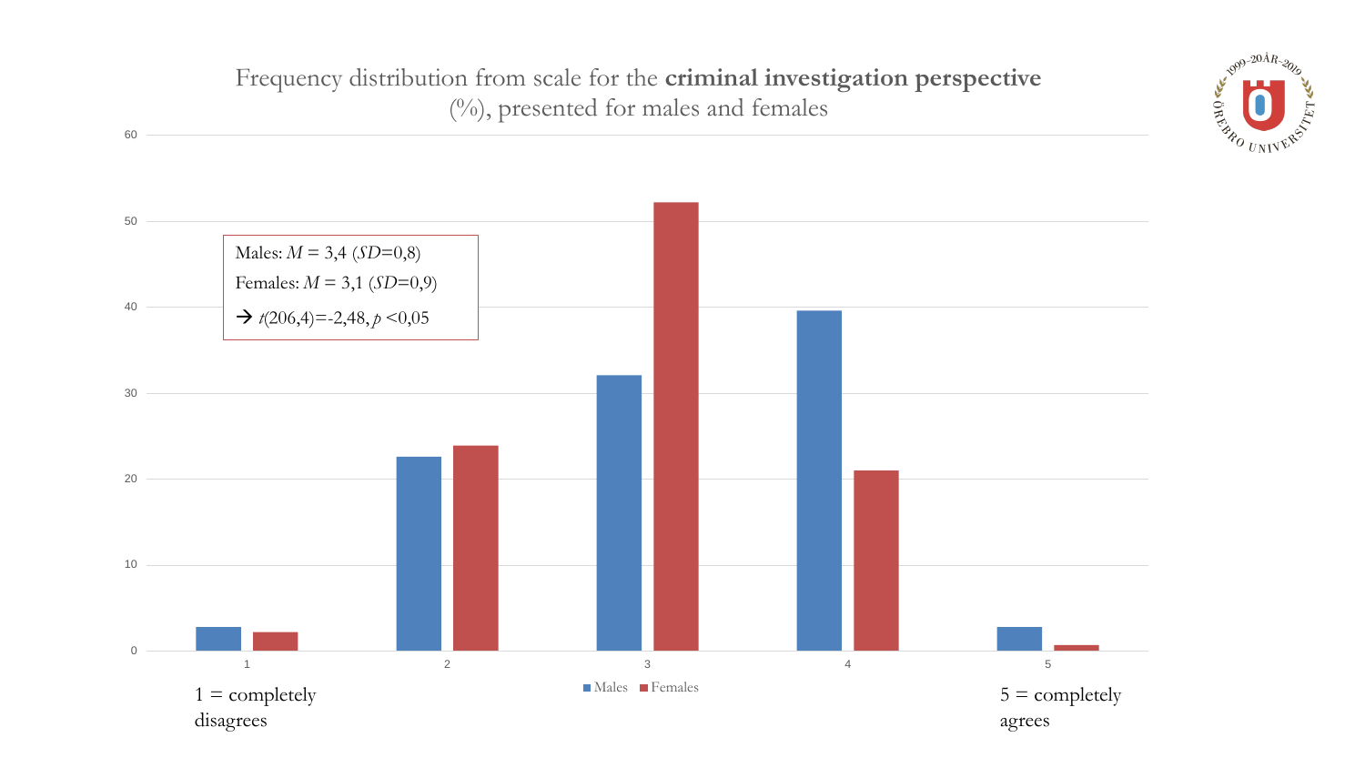# Frequency distribution from scale for the **criminal investigation perspective** (%), presented for males and females

Males: $M$ = 3,4 ($SD$=0,8)

Females: $M$ = 3,1 ($SD$=0,9)

→ $t(206,4)$=-2,48, $p$ <0,05

1 = completely disagrees

5 = completely agrees

Males ■ Females ■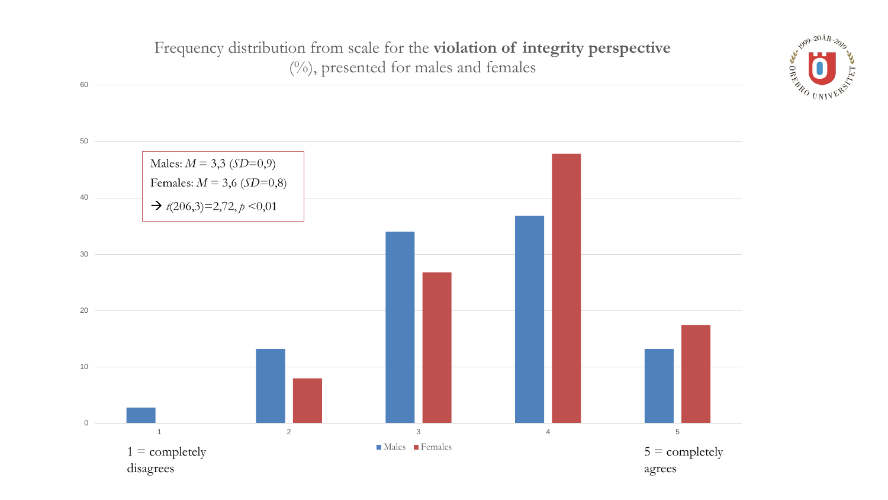# Frequency distribution from scale for the **violation of integrity perspective** (%), presented for males and females

Males: $M$ = 3,3 ($SD$=0,9)

Females: $M$ = 3,6 ($SD$=0,8)

→ $t(206,3)=2,72$, $p<0,01$

1 = completely disagrees

5 = completely agrees

■ Males ■ Females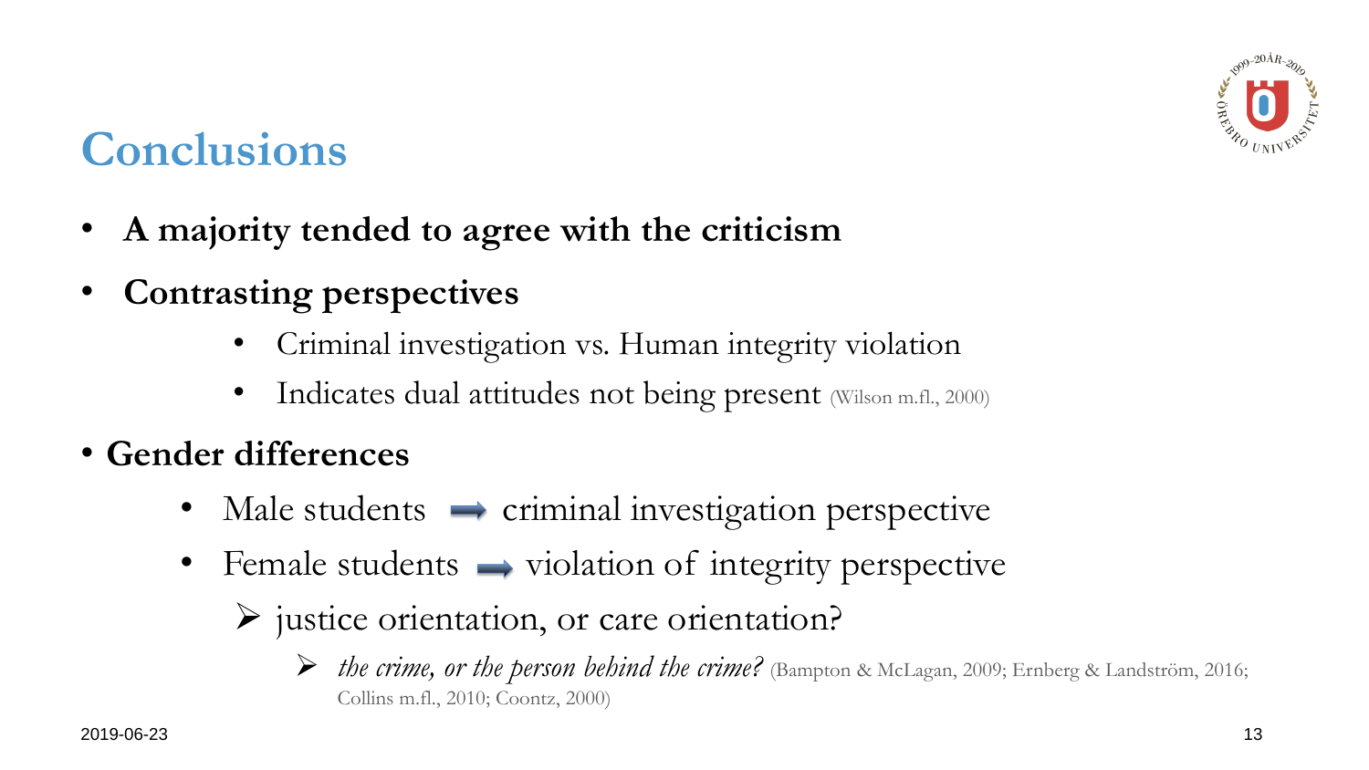# Conclusions

- **A majority tended to agree with the criticism**
- **Contrasting perspectives**
  - Criminal investigation vs. Human integrity violation
  - Indicates dual attitudes not being present (Wilson m.fl., 2000)
- **Gender differences**
  - Male students ➡ criminal investigation perspective
  - Female students ➡ violation of integrity perspective
    - ➢ justice orientation, or care orientation?
      - ➢ *the crime, or the person behind the crime?* (Bampton & McLagan, 2009; Ernberg & Landström, 2016; Collins m.fl., 2010; Coontz, 2000)

2019-06-23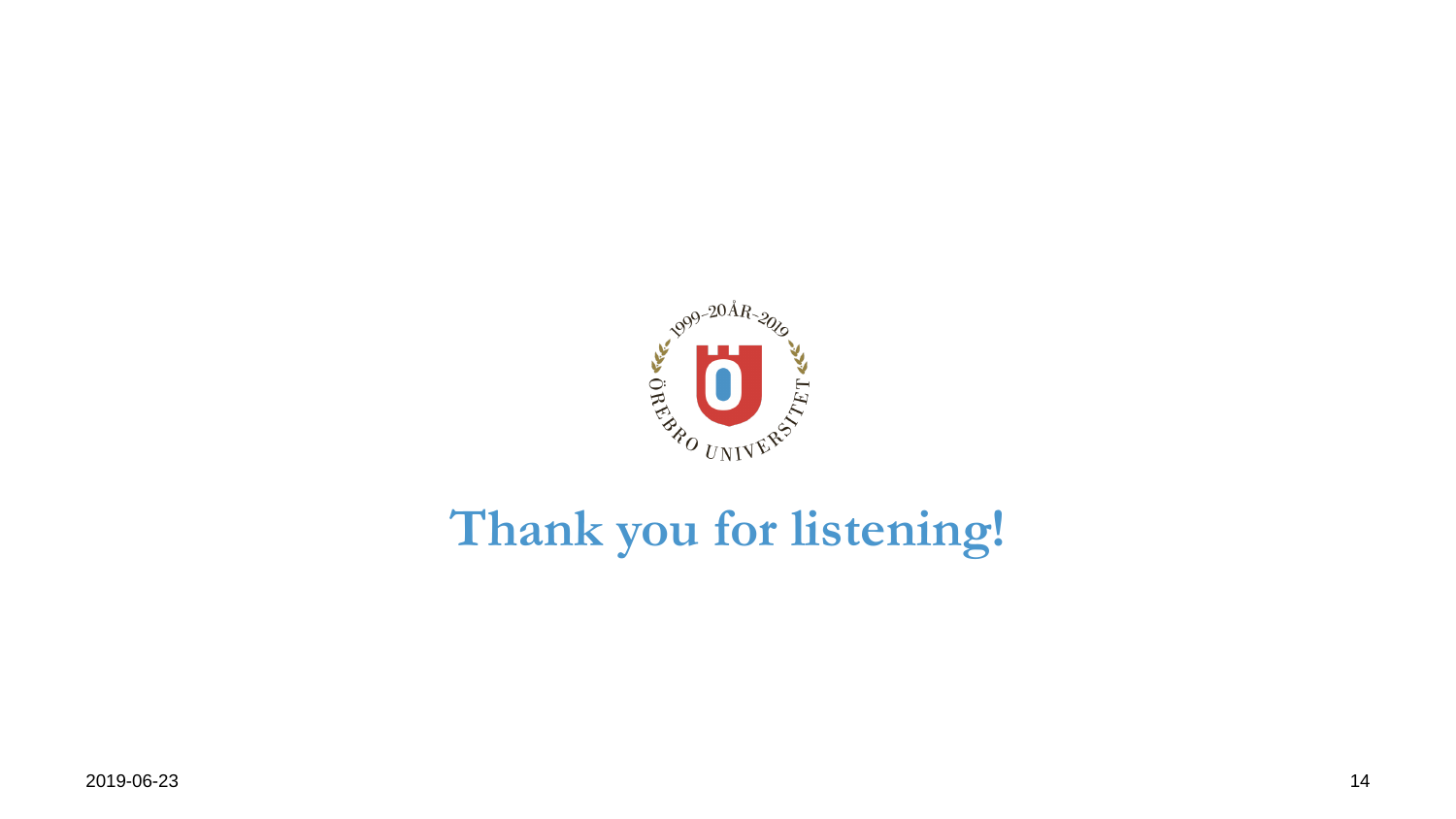# Thank you for listening!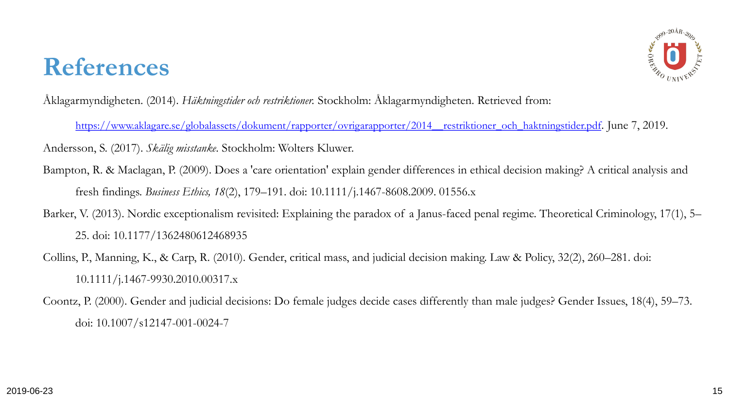# References

Åklagarmyndigheten. (2014). *Häktningstider och restriktioner.* Stockholm: Åklagarmyndigheten. Retrieved from: https://www.aklagare.se/globalassets/dokument/rapporter/ovrigarapporter/2014__restriktioner_och_haktningstider.pdf. June 7, 2019.

Andersson, S. (2017). *Skälig misstanke*. Stockholm: Wolters Kluwer.

Bampton, R. & Maclagan, P. (2009). Does a 'care orientation' explain gender differences in ethical decision making? A critical analysis and fresh findings. *Business Ethics, 18*(2), 179–191. doi: 10.1111/j.1467-8608.2009. 01556.x

Barker, V. (2013). Nordic exceptionalism revisited: Explaining the paradox of a Janus-faced penal regime. Theoretical Criminology, 17(1), 5–25. doi: 10.1177/1362480612468935

Collins, P., Manning, K., & Carp, R. (2010). Gender, critical mass, and judicial decision making. Law & Policy, 32(2), 260–281. doi: 10.1111/j.1467-9930.2010.00317.x

Coontz, P. (2000). Gender and judicial decisions: Do female judges decide cases differently than male judges? Gender Issues, 18(4), 59–73. doi: 10.1007/s12147-001-0024-7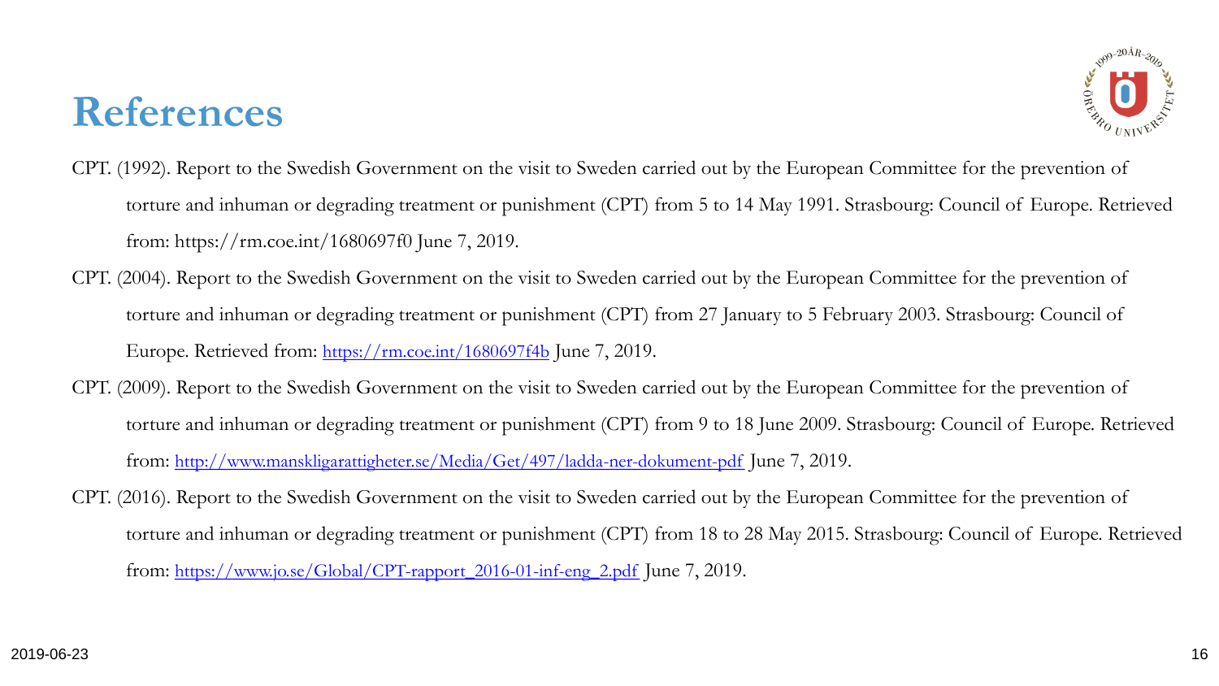# References

CPT. (1992). Report to the Swedish Government on the visit to Sweden carried out by the European Committee for the prevention of torture and inhuman or degrading treatment or punishment (CPT) from 5 to 14 May 1991. Strasbourg: Council of Europe. Retrieved from: https://rm.coe.int/1680697f0 June 7, 2019.

CPT. (2004). Report to the Swedish Government on the visit to Sweden carried out by the European Committee for the prevention of torture and inhuman or degrading treatment or punishment (CPT) from 27 January to 5 February 2003. Strasbourg: Council of Europe. Retrieved from: https://rm.coe.int/1680697f4b June 7, 2019.

CPT. (2009). Report to the Swedish Government on the visit to Sweden carried out by the European Committee for the prevention of torture and inhuman or degrading treatment or punishment (CPT) from 9 to 18 June 2009. Strasbourg: Council of Europe. Retrieved from: http://www.manskligarattigheter.se/Media/Get/497/ladda-ner-dokument-pdf June 7, 2019.

CPT. (2016). Report to the Swedish Government on the visit to Sweden carried out by the European Committee for the prevention of torture and inhuman or degrading treatment or punishment (CPT) from 18 to 28 May 2015. Strasbourg: Council of Europe. Retrieved from: https://www.jo.se/Global/CPT-rapport_2016-01-inf-eng_2.pdf June 7, 2019.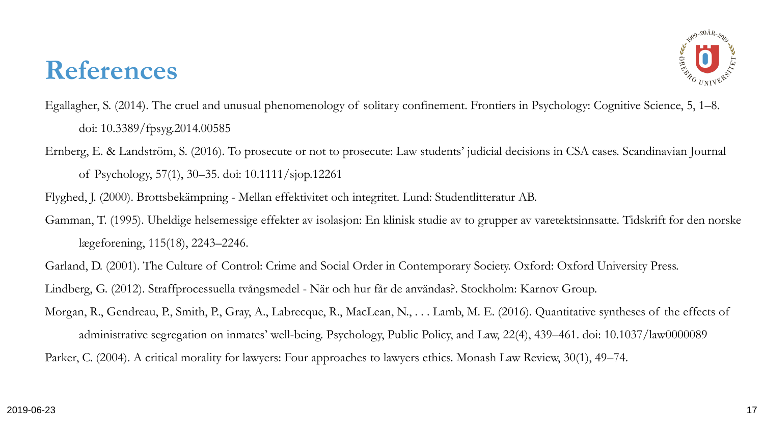# References

Egallagher, S. (2014). The cruel and unusual phenomenology of solitary confinement. Frontiers in Psychology: Cognitive Science, 5, 1–8. doi: 10.3389/fpsyg.2014.00585

Ernberg, E. & Landström, S. (2016). To prosecute or not to prosecute: Law students' judicial decisions in CSA cases. Scandinavian Journal of Psychology, 57(1), 30–35. doi: 10.1111/sjop.12261

Flyghed, J. (2000). Brottsbekämpning - Mellan effektivitet och integritet. Lund: Studentlitteratur AB.

Gamman, T. (1995). Uheldige helsemessige effekter av isolasjon: En klinisk studie av to grupper av varetektsinnsatte. Tidskrift for den norske lægeforening, 115(18), 2243–2246.

Garland, D. (2001). The Culture of Control: Crime and Social Order in Contemporary Society. Oxford: Oxford University Press.

Lindberg, G. (2012). Straffprocessuella tvångsmedel - När och hur får de användas?. Stockholm: Karnov Group.

Morgan, R., Gendreau, P., Smith, P., Gray, A., Labrecque, R., MacLean, N., . . . Lamb, M. E. (2016). Quantitative syntheses of the effects of administrative segregation on inmates' well-being. Psychology, Public Policy, and Law, 22(4), 439–461. doi: 10.1037/law0000089

Parker, C. (2004). A critical morality for lawyers: Four approaches to lawyers ethics. Monash Law Review, 30(1), 49–74.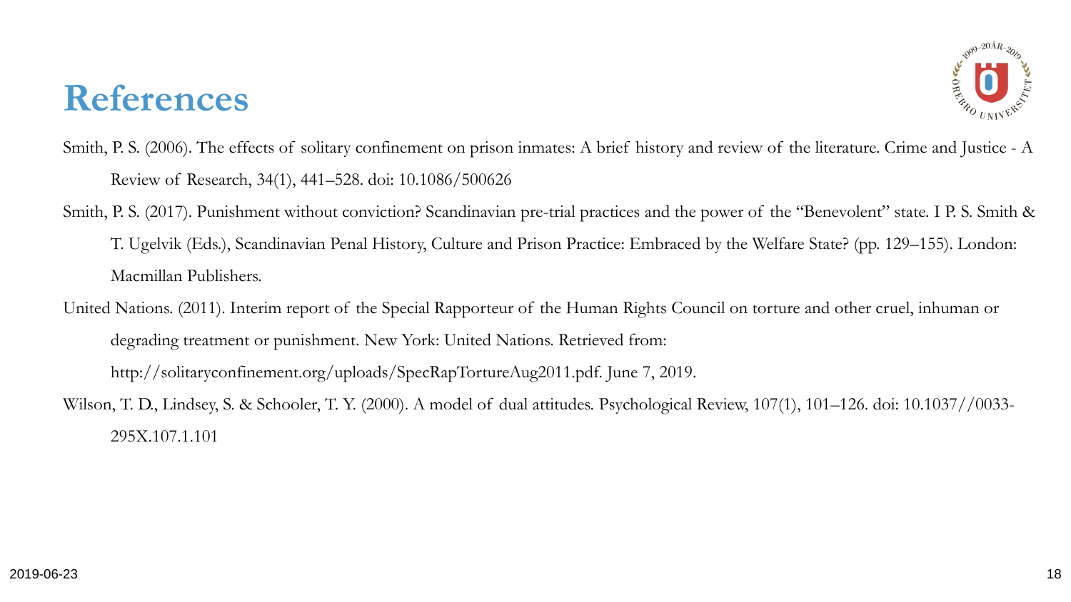# References

Smith, P. S. (2006). The effects of solitary confinement on prison inmates: A brief history and review of the literature. Crime and Justice - A Review of Research, 34(1), 441–528. doi: 10.1086/500626

Smith, P. S. (2017). Punishment without conviction? Scandinavian pre-trial practices and the power of the "Benevolent" state. I P. S. Smith & T. Ugelvik (Eds.), Scandinavian Penal History, Culture and Prison Practice: Embraced by the Welfare State? (pp. 129–155). London: Macmillan Publishers.

United Nations. (2011). Interim report of the Special Rapporteur of the Human Rights Council on torture and other cruel, inhuman or degrading treatment or punishment. New York: United Nations. Retrieved from: http://solitaryconfinement.org/uploads/SpecRapTortureAug2011.pdf. June 7, 2019.

Wilson, T. D., Lindsey, S. & Schooler, T. Y. (2000). A model of dual attitudes. Psychological Review, 107(1), 101–126. doi: 10.1037//0033-295X.107.1.101